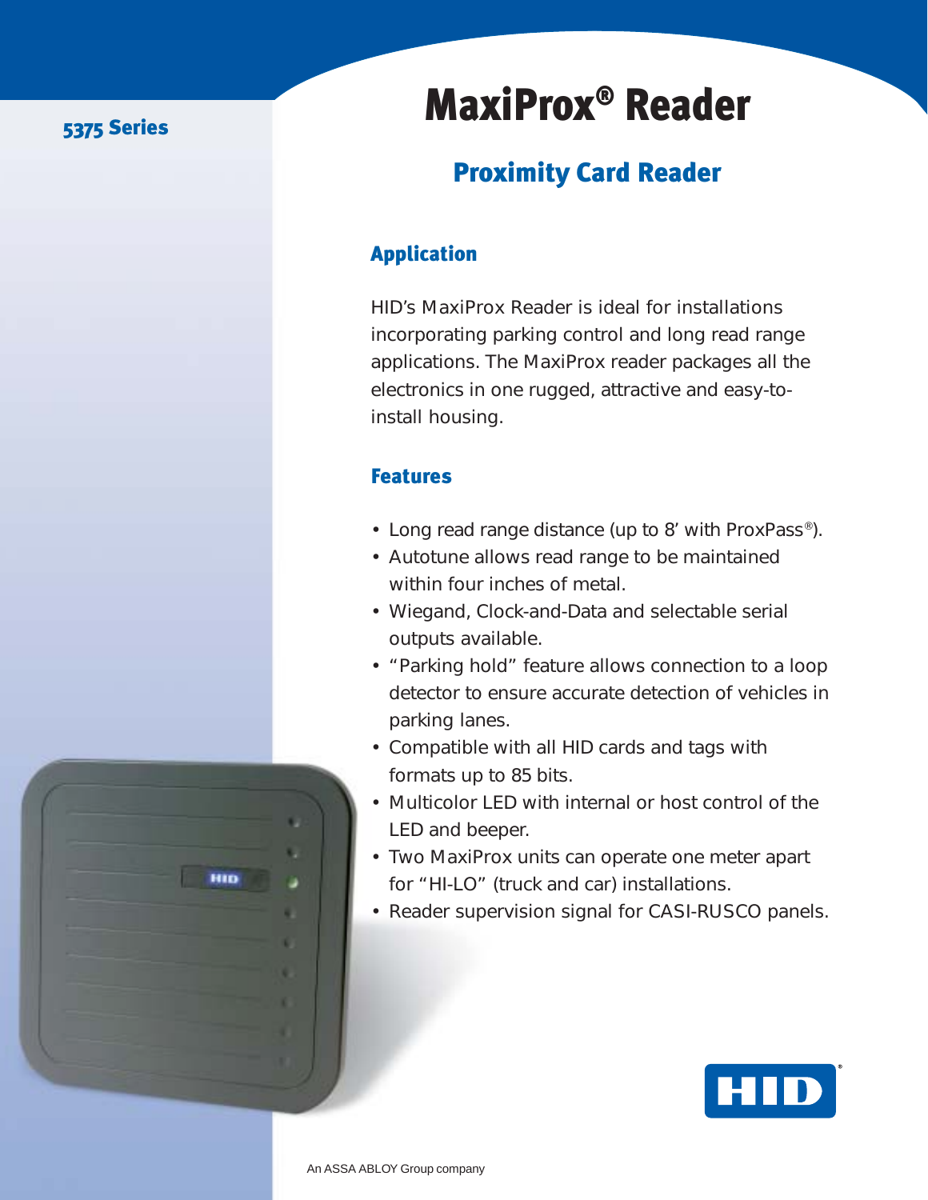5375 Series

# MaxiProx® Reader

## Proximity Card Reader

### Application

HID's MaxiProx Reader is ideal for installations incorporating parking control and long read range applications. The MaxiProx reader packages all the electronics in one rugged, attractive and easy-to-install housing.

### Features

- Long read range distance (up to 8' with ProxPass®).
- Autotune allows read range to be maintained within four inches of metal.
- Wiegand, Clock-and-Data and selectable serial outputs available.
- "Parking hold" feature allows connection to a loop detector to ensure accurate detection of vehicles in parking lanes.
- Compatible with all HID cards and tags with formats up to 85 bits.
- Multicolor LED with internal or host control of the LED and beeper.
- Two MaxiProx units can operate one meter apart for "HI-LO" (truck and car) installations.
- Reader supervision signal for CASI-RUSCO panels.

HID

An ASSA ABLOY Group company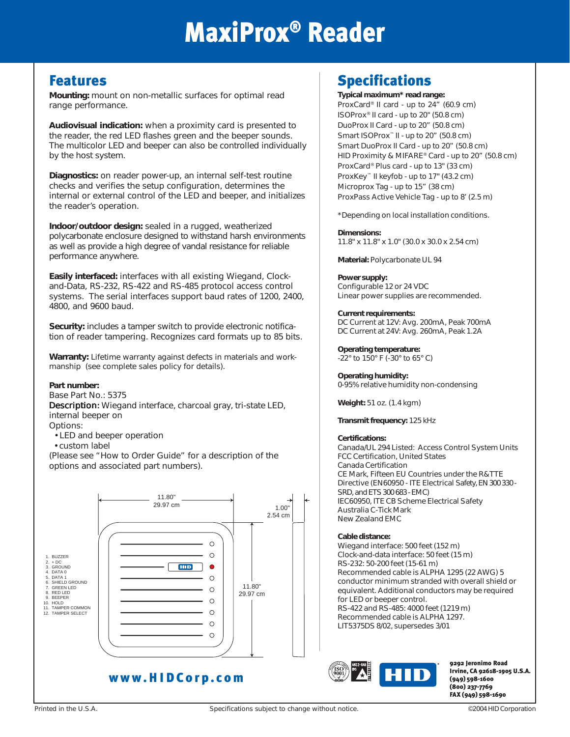# MaxiProx® Reader

## Features

**Mounting:** mount on non-metallic surfaces for optimal read range performance.

**Audiovisual indication:** when a proximity card is presented to the reader, the red LED flashes green and the beeper sounds. The multicolor LED and beeper can also be controlled individually by the host system.

**Diagnostics:** on reader power-up, an internal self-test routine checks and verifies the setup configuration, determines the internal or external control of the LED and beeper, and initializes the reader's operation.

**Indoor/outdoor design:** sealed in a rugged, weatherized polycarbonate enclosure designed to withstand harsh environments as well as provide a high degree of vandal resistance for reliable performance anywhere.

**Easily interfaced:** interfaces with all existing Wiegand, Clock-and-Data, RS-232, RS-422 and RS-485 protocol access control systems. The serial interfaces support baud rates of 1200, 2400, 4800, and 9600 baud.

**Security:** includes a tamper switch to provide electronic notification of reader tampering. Recognizes card formats up to 85 bits.

**Warranty:** Lifetime warranty against defects in materials and workmanship (see complete sales policy for details).

**Part number:**
Base Part No.: 5375
Description: Wiegand interface, charcoal gray, tri-state LED, internal beeper on
Options:
- LED and beeper operation
- custom label

(Please see "How to Order Guide" for a description of the options and associated part numbers).

11.80"
29.97 cm

1.00"
2.54 cm

11.80"
29.97 cm

1. BUZZER
2. + DC
3. GROUND
4. DATA 0
5. DATA 1
6. SHIELD GROUND
7. GREEN LED
8. RED LED
9. BEEPER
10. HOLD
11. TAMPER COMMON
12. TAMPER SELECT

HID

## Specifications

**Typical maximum* read range:**
ProxCard® II card - up to 24" (60.9 cm)
ISOProx® II card - up to 20" (50.8 cm)
DuoProx II Card - up to 20" (50.8 cm)
Smart ISOProx™ II - up to 20" (50.8 cm)
Smart DuoProx II Card - up to 20" (50.8 cm)
HID Proximity & MIFARE® Card - up to 20" (50.8 cm)
ProxCard® Plus card - up to 13" (33 cm)
ProxKey™ II keyfob - up to 17" (43.2 cm)
Microprox Tag - up to 15" (38 cm)
ProxPass Active Vehicle Tag - up to 8' (2.5 m)

*Depending on local installation conditions.

**Dimensions:**
11.8" x 11.8" x 1.0" (30.0 x 30.0 x 2.54 cm)

**Material:** Polycarbonate UL 94

**Power supply:**
Configurable 12 or 24 VDC
Linear power supplies are recommended.

**Current requirements:**
DC Current at 12V: Avg. 200mA, Peak 700mA
DC Current at 24V: Avg. 260mA, Peak 1.2A

**Operating temperature:**
-22° to 150° F (-30° to 65° C)

**Operating humidity:**
0-95% relative humidity non-condensing

**Weight:** 51 oz. (1.4 kgm)

**Transmit frequency:** 125 kHz

**Certifications:**
Canada/UL 294 Listed: Access Control System Units
FCC Certification, United States
Canada Certification
CE Mark, Fifteen EU Countries under the R&TTE Directive (EN60950 - ITE Electrical Safety, EN 300 330 - SRD, and ETS 300 683 - EMC)
IEC60950, ITE CB Scheme Electrical Safety
Australia C-Tick Mark
New Zealand EMC

**Cable distance:**
Wiegand interface: 500 feet (152 m)
Clock-and-data interface: 50 feet (15 m)
RS-232: 50-200 feet (15-61 m)
Recommended cable is ALPHA 1295 (22 AWG) 5 conductor minimum stranded with overall shield or equivalent. Additional conductors may be required for LED or beeper control.
RS-422 and RS-485: 4000 feet (1219 m)
Recommended cable is ALPHA 1297.
LIT5375DS 8/02, supersedes 3/01

**www.HIDCorp.com**

HID

9292 Jeronimo Road
Irvine, CA 92618-1905 U.S.A.
(949) 598-1600
(800) 237-7769
FAX (949) 598-1690

Printed in the U.S.A. Specifications subject to change without notice. ©2004 HID Corporation